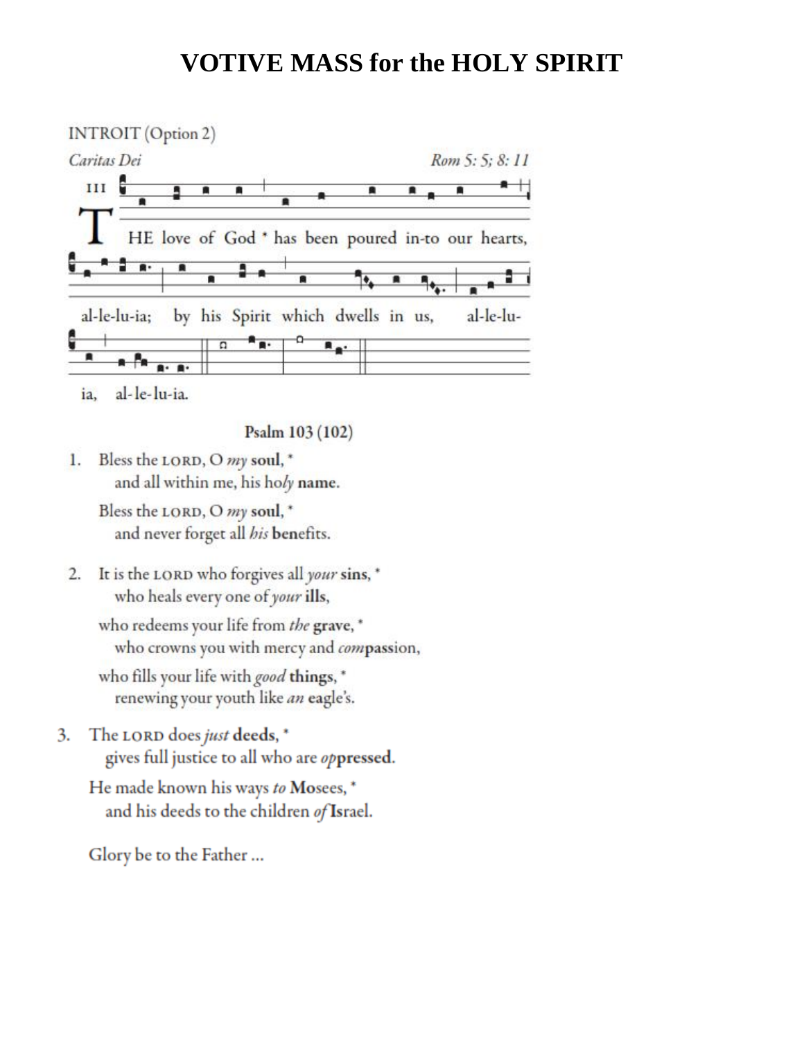# VOTIVE MASS for the HOLY SPIRIT

INTROIT (Option 2)

*Caritas Dei* *Rom 5: 5; 8: 11*

III

THE love of God * has been poured in-to our hearts, al-le-lu-ia; by his Spirit which dwells in us, al-le-lu-ia, al-le-lu-ia.

Psalm 103 (102)

1. Bless the LORD, O *my* **soul**, *
   and all within me, his ho*ly* **name**.

   Bless the LORD, O *my* **soul**, *
   and never forget all *his* **ben**efits.

2. It is the LORD who forgives all *your* **sins**, *
   who heals every one of *your* **ills**,

   who redeems your life from *the* **grave**, *
   who crowns you with mercy and *com***passion**,

   who fills your life with *good* **things**, *
   renewing your youth like *an* **ea**gle's.

3. The LORD does *just* **deeds**, *
   gives full justice to all who are *op***pressed**.

   He made known his ways *to* **Mo**sees, *
   and his deeds to the children *of* **Is**rael.

Glory be to the Father ...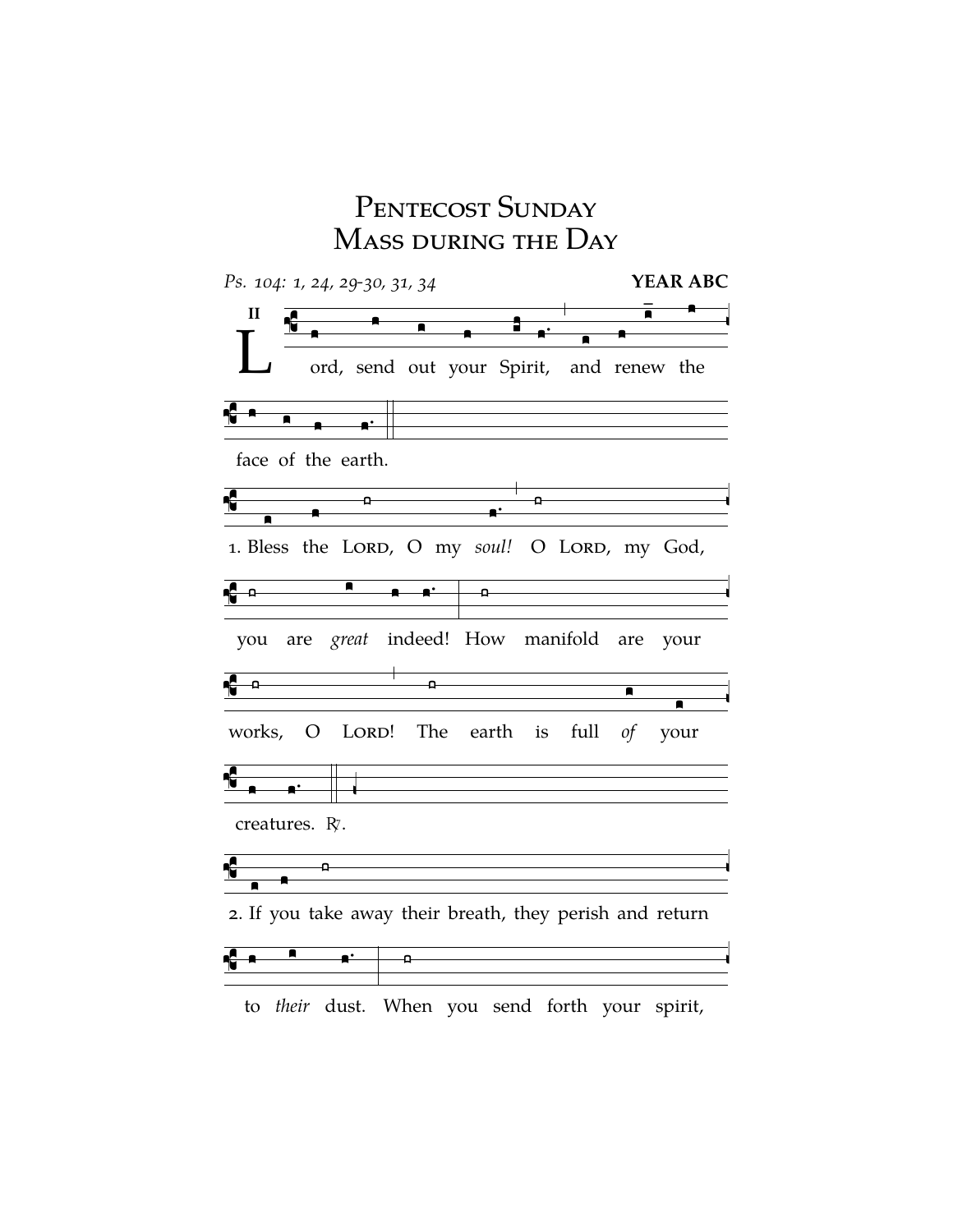# Pentecost Sunday
# Mass during the Day

*Ps. 104: 1, 24, 29-30, 31, 34* **YEAR ABC**

II

Lord, send out your Spirit, and renew the face of the earth.

1. Bless the Lord, O my *soul!* O Lord, my God, you are *great* indeed! How manifold are your works, O Lord! The earth is full *of* your creatures. ℟.

2. If you take away their breath, they perish and return to *their* dust. When you send forth your spirit,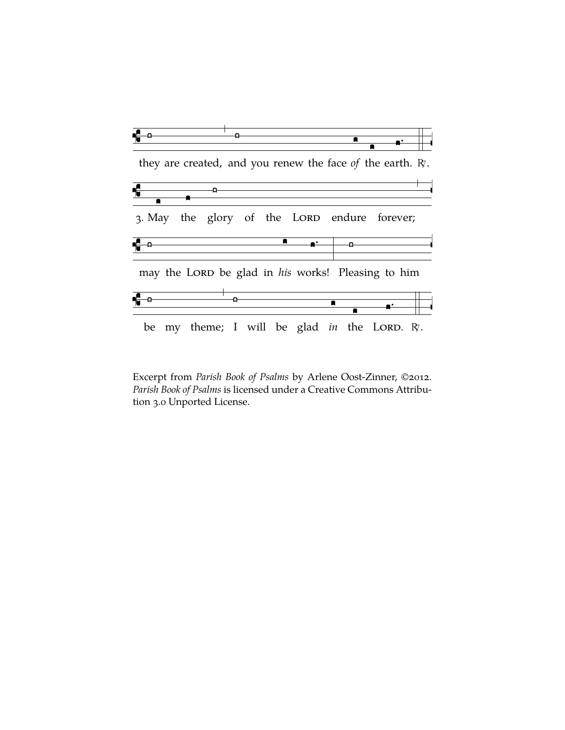they are created, and you renew the face *of* the earth. ℟.

3. May the glory of the Lord endure forever;

may the Lord be glad in *his* works! Pleasing to him

be my theme; I will be glad *in* the Lord. ℟.

Excerpt from *Parish Book of Psalms* by Arlene Oost-Zinner, ©2012. *Parish Book of Psalms* is licensed under a Creative Commons Attribution 3.0 Unported License.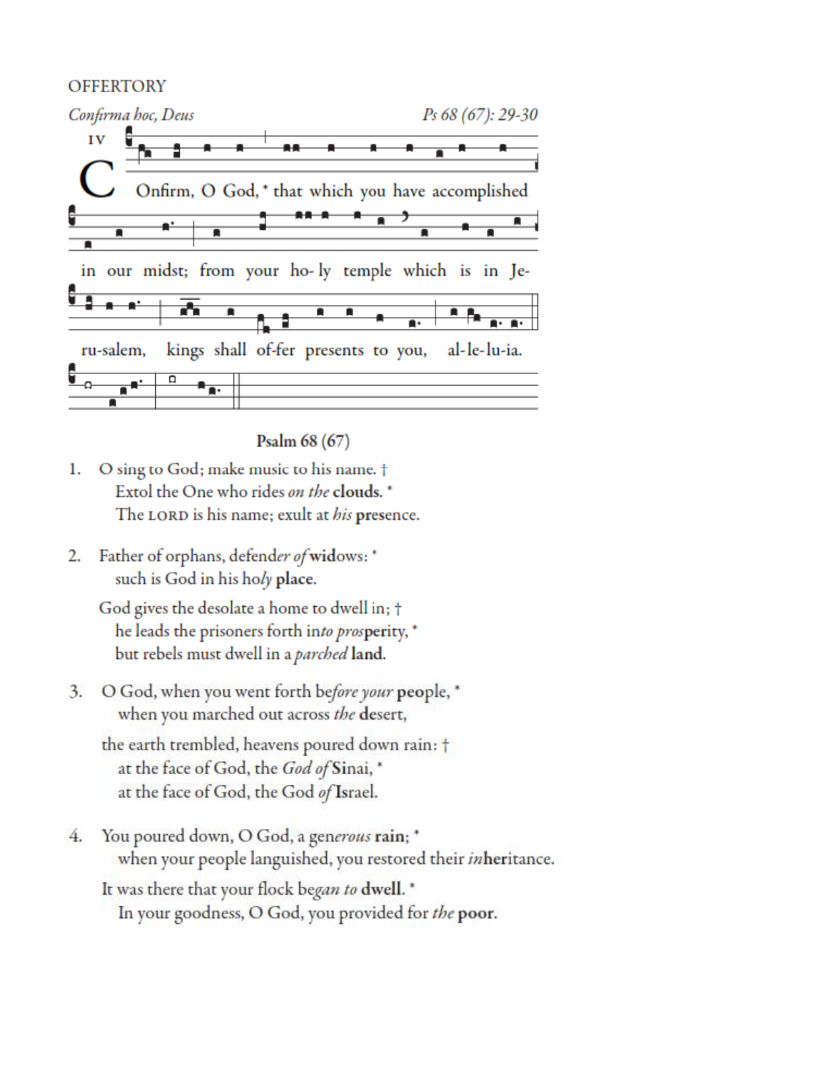OFFERTORY

*Confirma hoc, Deus* — *Ps 68 (67): 29-30*

IV

C Onfirm, O God, * that which you have accomplished in our midst; from your ho- ly temple which is in Je- ru-salem, kings shall of-fer presents to you, al-le-lu-ia.

**Psalm 68 (67)**

1. O sing to God; make music to his name. †
   Extol the One who rides *on the* **clouds**. *
   The LORD is his name; exult at *his* **presence**.

2. Father of orphans, defend*er of* **wid**ows: *
   such is God in his ho*ly* **place**.

   God gives the desolate a home to dwell in; †
   he leads the prisoners forth in*to pros***per**ity, *
   but rebels must dwell in a *parched* **land**.

3. O God, when you went forth be*fore your* **people**, *
   when you marched out across *the* **desert**,

   the earth trembled, heavens poured down rain: †
   at the face of God, the *God of* **Sinai**, *
   at the face of God, the God *of* **Israel**.

4. You poured down, O God, a gen*erous* **rain**; *
   when your people languished, you restored their *in***her**itance.

   It was there that your flock be*gan to* **dwell**. *
   In your goodness, O God, you provided for *the* **poor**.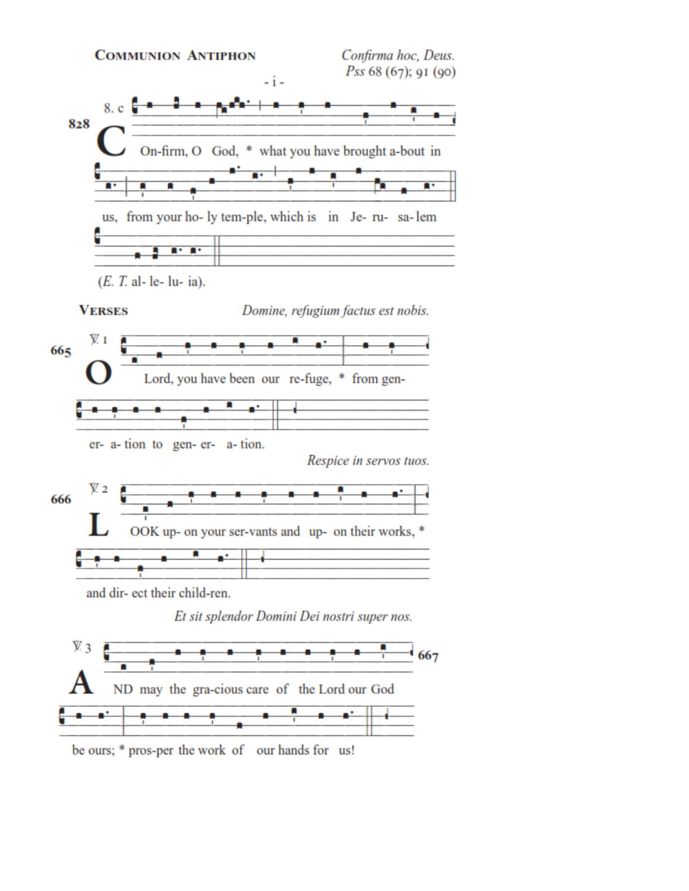**Communion Antiphon** *Confirma hoc, Deus.*
*Pss* 68 (67); 91 (90)

\- i -

828 8. c

CONFIRM, O God, * what you have brought about in us, from your holy temple, which is in Jerusalem (*E. T.* alleluia).

**Verses** *Domine, refugium factus est nobis.*

665 ℣. 1 O Lord, you have been our refuge, * from generation to generation.

*Respice in servos tuos.*

666 ℣. 2 LOOK upon your servants and upon their works, * and direct their children.

*Et sit splendor Domini Dei nostri super nos.*

℣. 3 AND may the gracious care of the Lord our God be ours; * prosper the work of our hands for us! 667